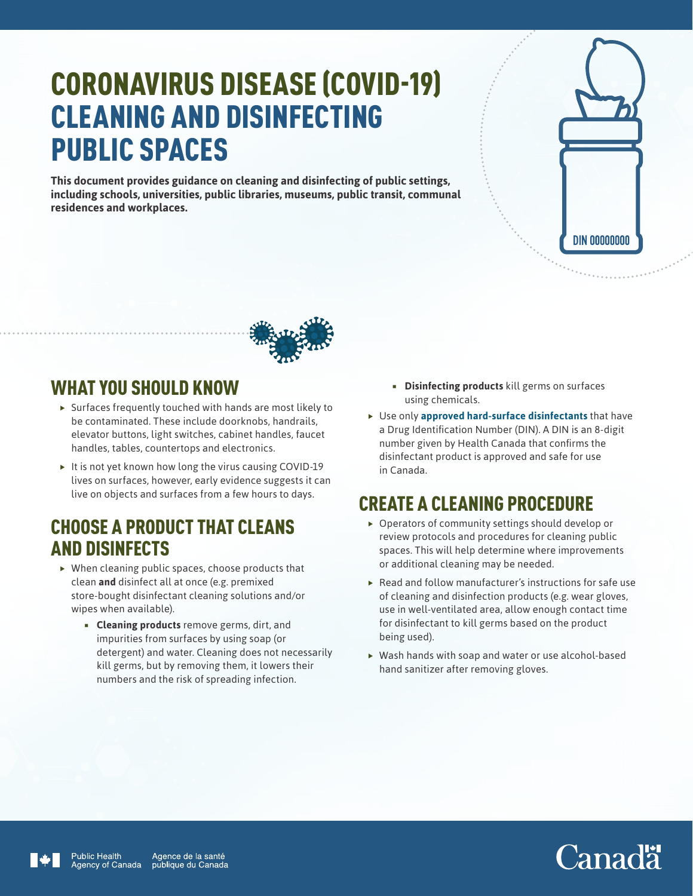# CORONAVIRUS DISEASE (COVID-19) CLEANING AND DISINFECTING PUBLIC SPACES

**This document provides guidance on cleaning and disinfecting of public settings, including schools, universities, public libraries, museums, public transit, communal residences and workplaces.**

## WHAT YOU SHOULD KNOW

- Surfaces frequently touched with hands are most likely to be contaminated. These include doorknobs, handrails, elevator buttons, light switches, cabinet handles, faucet handles, tables, countertops and electronics.
- It is not yet known how long the virus causing COVID-19 lives on surfaces, however, early evidence suggests it can live on objects and surfaces from a few hours to days.

## CHOOSE A PRODUCT THAT CLEANS AND DISINFECTS

- When cleaning public spaces, choose products that clean **and** disinfect all at once (e.g. premixed store-bought disinfectant cleaning solutions and/or wipes when available).
    - **Cleaning products** remove germs, dirt, and impurities from surfaces by using soap (or detergent) and water. Cleaning does not necessarily kill germs, but by removing them, it lowers their numbers and the risk of spreading infection.
    - **Disinfecting products** kill germs on surfaces using chemicals.
- Use only **approved hard-surface disinfectants** that have a Drug Identification Number (DIN). A DIN is an 8-digit number given by Health Canada that confirms the disinfectant product is approved and safe for use in Canada.

## CREATE A CLEANING PROCEDURE

- Operators of community settings should develop or review protocols and procedures for cleaning public spaces. This will help determine where improvements or additional cleaning may be needed.
- Read and follow manufacturer's instructions for safe use of cleaning and disinfection products (e.g. wear gloves, use in well-ventilated area, allow enough contact time for disinfectant to kill germs based on the product being used).
- Wash hands with soap and water or use alcohol-based hand sanitizer after removing gloves.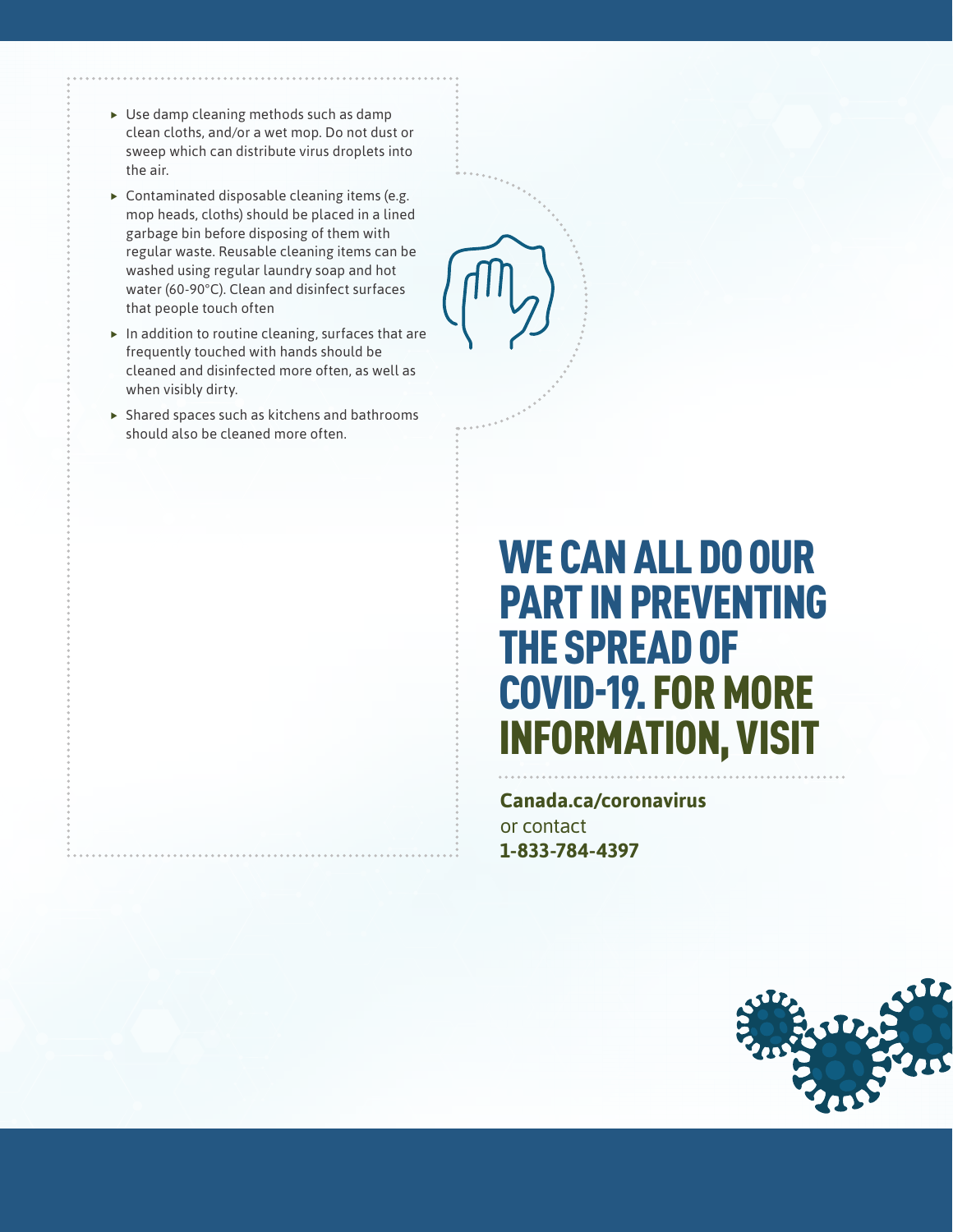- Use damp cleaning methods such as damp clean cloths, and/or a wet mop. Do not dust or sweep which can distribute virus droplets into the air.
- Contaminated disposable cleaning items (e.g. mop heads, cloths) should be placed in a lined garbage bin before disposing of them with regular waste. Reusable cleaning items can be washed using regular laundry soap and hot water (60-90°C). Clean and disinfect surfaces that people touch often
- In addition to routine cleaning, surfaces that are frequently touched with hands should be cleaned and disinfected more often, as well as when visibly dirty.
- Shared spaces such as kitchens and bathrooms should also be cleaned more often.

# WE CAN ALL DO OUR PART IN PREVENTING THE SPREAD OF COVID-19. FOR MORE INFORMATION, VISIT

**Canada.ca/coronavirus**
or contact
**1-833-784-4397**